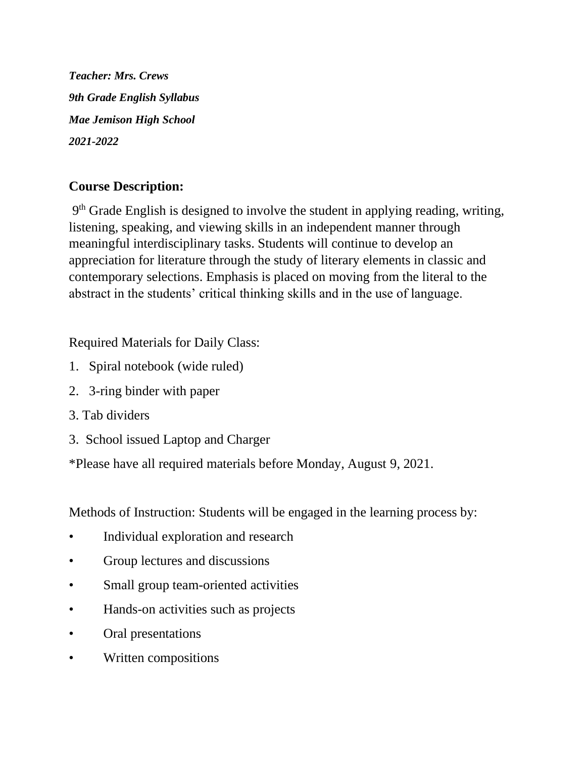***Teacher: Mrs. Crews***

***9th Grade English Syllabus***

***Mae Jemison High School***

***2021-2022***

## Course Description:

9th Grade English is designed to involve the student in applying reading, writing, listening, speaking, and viewing skills in an independent manner through meaningful interdisciplinary tasks. Students will continue to develop an appreciation for literature through the study of literary elements in classic and contemporary selections. Emphasis is placed on moving from the literal to the abstract in the students' critical thinking skills and in the use of language.

Required Materials for Daily Class:

1. Spiral notebook (wide ruled)
2. 3-ring binder with paper

3. Tab dividers

3. School issued Laptop and Charger

*Please have all required materials before Monday, August 9, 2021.

Methods of Instruction: Students will be engaged in the learning process by:

- Individual exploration and research
- Group lectures and discussions
- Small group team-oriented activities
- Hands-on activities such as projects
- Oral presentations
- Written compositions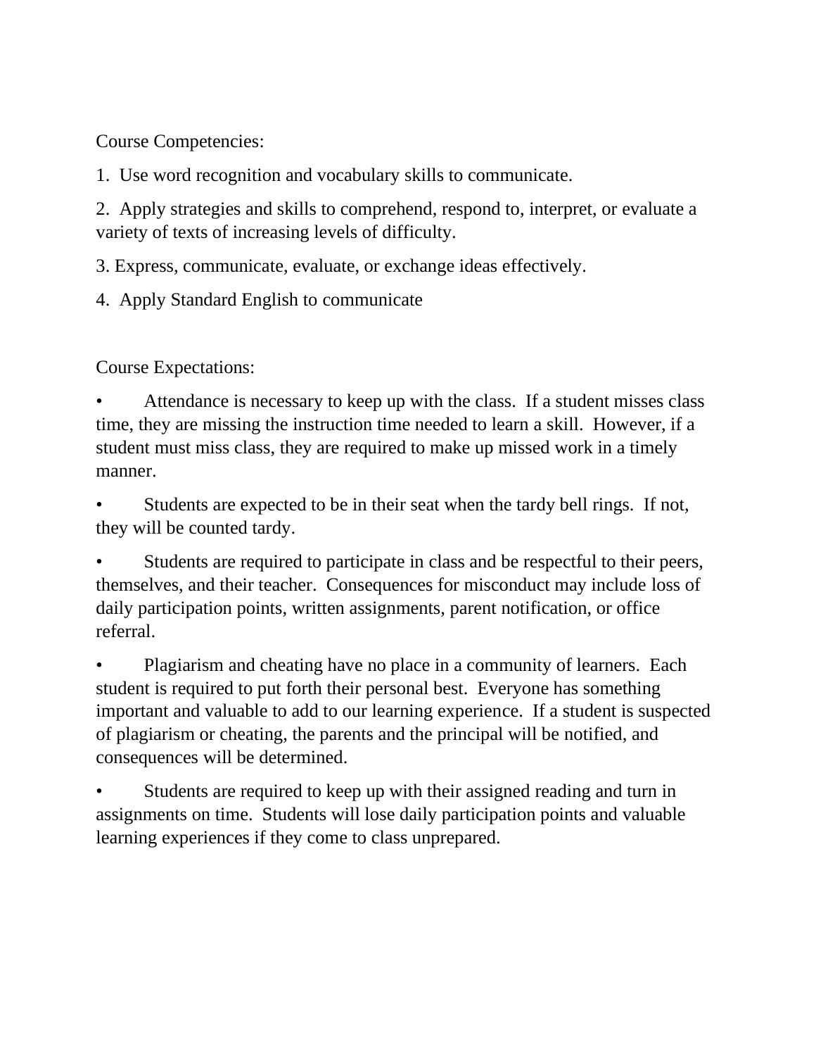Course Competencies:

1. Use word recognition and vocabulary skills to communicate.

2. Apply strategies and skills to comprehend, respond to, interpret, or evaluate a variety of texts of increasing levels of difficulty.

3. Express, communicate, evaluate, or exchange ideas effectively.

4. Apply Standard English to communicate

Course Expectations:

- Attendance is necessary to keep up with the class. If a student misses class time, they are missing the instruction time needed to learn a skill. However, if a student must miss class, they are required to make up missed work in a timely manner.

- Students are expected to be in their seat when the tardy bell rings. If not, they will be counted tardy.

- Students are required to participate in class and be respectful to their peers, themselves, and their teacher. Consequences for misconduct may include loss of daily participation points, written assignments, parent notification, or office referral.

- Plagiarism and cheating have no place in a community of learners. Each student is required to put forth their personal best. Everyone has something important and valuable to add to our learning experience. If a student is suspected of plagiarism or cheating, the parents and the principal will be notified, and consequences will be determined.

- Students are required to keep up with their assigned reading and turn in assignments on time. Students will lose daily participation points and valuable learning experiences if they come to class unprepared.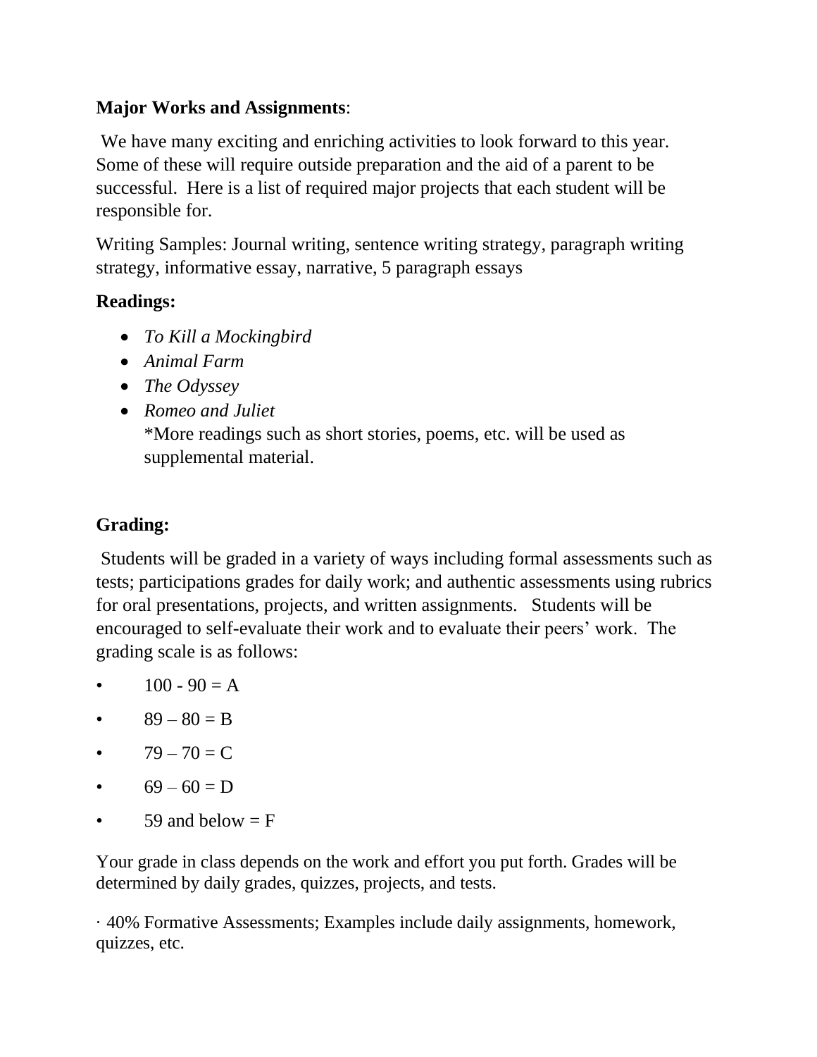**Major Works and Assignments**:

We have many exciting and enriching activities to look forward to this year. Some of these will require outside preparation and the aid of a parent to be successful. Here is a list of required major projects that each student will be responsible for.

Writing Samples: Journal writing, sentence writing strategy, paragraph writing strategy, informative essay, narrative, 5 paragraph essays

**Readings:**

- *To Kill a Mockingbird*
- *Animal Farm*
- *The Odyssey*
- *Romeo and Juliet*
  *More readings such as short stories, poems, etc. will be used as supplemental material.

**Grading:**

Students will be graded in a variety of ways including formal assessments such as tests; participations grades for daily work; and authentic assessments using rubrics for oral presentations, projects, and written assignments. Students will be encouraged to self-evaluate their work and to evaluate their peers' work. The grading scale is as follows:

- 100 - 90 = A
- 89 – 80 = B
- 79 – 70 = C
- 69 – 60 = D
- 59 and below = F

Your grade in class depends on the work and effort you put forth. Grades will be determined by daily grades, quizzes, projects, and tests.

· 40% Formative Assessments; Examples include daily assignments, homework, quizzes, etc.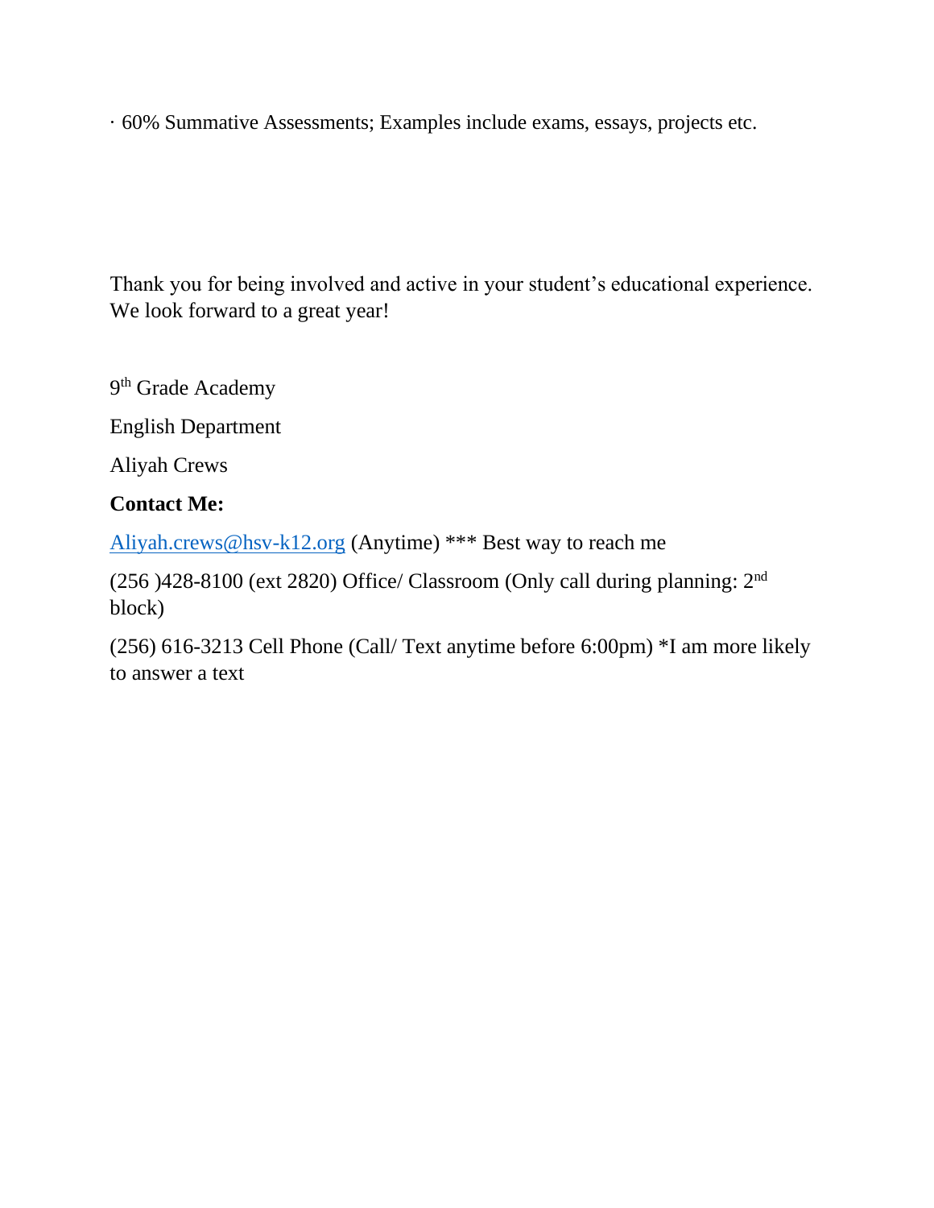· 60% Summative Assessments; Examples include exams, essays, projects etc.

Thank you for being involved and active in your student's educational experience. We look forward to a great year!

9th Grade Academy

English Department

Aliyah Crews

**Contact Me:**

[Aliyah.crews@hsv-k12.org](mailto:Aliyah.crews@hsv-k12.org) (Anytime) *** Best way to reach me

(256 )428-8100 (ext 2820) Office/ Classroom (Only call during planning: 2nd block)

(256) 616-3213 Cell Phone (Call/ Text anytime before 6:00pm) *I am more likely to answer a text